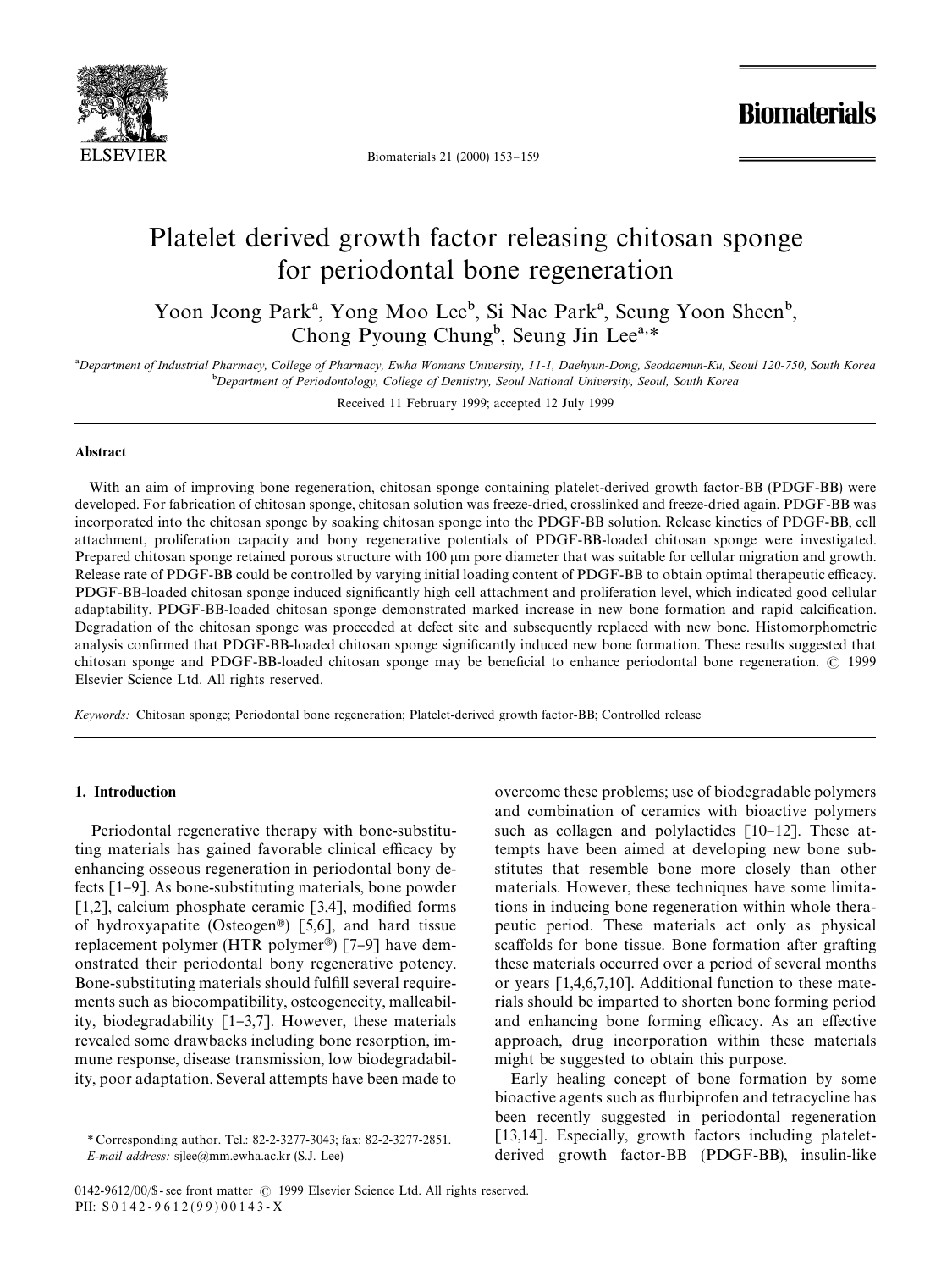# Platelet derived growth factor releasing chitosan sponge for periodontal bone regeneration

Yoon Jeong Park[a], Yong Moo Lee[b], Si Nae Park[a], Seung Yoon Sheen[b], Chong Pyoung Chung[b], Seung Jin Lee[a,*]

[a]*Department of Industrial Pharmacy, College of Pharmacy, Ewha Womans University, 11-1, Daehyun-Dong, Seodaemun-Ku, Seoul 120-750, South Korea*

[b]*Department of Periodontology, College of Dentistry, Seoul National University, Seoul, South Korea*

Received 11 February 1999; accepted 12 July 1999

## Abstract

With an aim of improving bone regeneration, chitosan sponge containing platelet-derived growth factor-BB (PDGF-BB) were developed. For fabrication of chitosan sponge, chitosan solution was freeze-dried, crosslinked and freeze-dried again. PDGF-BB was incorporated into the chitosan sponge by soaking chitosan sponge into the PDGF-BB solution. Release kinetics of PDGF-BB, cell attachment, proliferation capacity and bony regenerative potentials of PDGF-BB-loaded chitosan sponge were investigated. Prepared chitosan sponge retained porous structure with 100 μm pore diameter that was suitable for cellular migration and growth. Release rate of PDGF-BB could be controlled by varying initial loading content of PDGF-BB to obtain optimal therapeutic efficacy. PDGF-BB-loaded chitosan sponge induced significantly high cell attachment and proliferation level, which indicated good cellular adaptability. PDGF-BB-loaded chitosan sponge demonstrated marked increase in new bone formation and rapid calcification. Degradation of the chitosan sponge was proceeded at defect site and subsequently replaced with new bone. Histomorphometric analysis confirmed that PDGF-BB-loaded chitosan sponge significantly induced new bone formation. These results suggested that chitosan sponge and PDGF-BB-loaded chitosan sponge may be beneficial to enhance periodontal bone regeneration. © 1999 Elsevier Science Ltd. All rights reserved.

*Keywords:* Chitosan sponge; Periodontal bone regeneration; Platelet-derived growth factor-BB; Controlled release

## 1. Introduction

Periodontal regenerative therapy with bone-substituting materials has gained favorable clinical efficacy by enhancing osseous regeneration in periodontal bony defects [1–9]. As bone-substituting materials, bone powder [1,2], calcium phosphate ceramic [3,4], modified forms of hydroxyapatite (Osteogen®) [5,6], and hard tissue replacement polymer (HTR polymer®) [7–9] have demonstrated their periodontal bony regenerative potency. Bone-substituting materials should fulfill several requirements such as biocompatibility, osteogenecity, malleability, biodegradability [1–3,7]. However, these materials revealed some drawbacks including bone resorption, immune response, disease transmission, low biodegradability, poor adaptation. Several attempts have been made to overcome these problems; use of biodegradable polymers and combination of ceramics with bioactive polymers such as collagen and polylactides [10–12]. These attempts have been aimed at developing new bone substitutes that resemble bone more closely than other materials. However, these techniques have some limitations in inducing bone regeneration within whole therapeutic period. These materials act only as physical scaffolds for bone tissue. Bone formation after grafting these materials occurred over a period of several months or years [1,4,6,7,10]. Additional function to these materials should be imparted to shorten bone forming period and enhancing bone forming efficacy. As an effective approach, drug incorporation within these materials might be suggested to obtain this purpose.

Early healing concept of bone formation by some bioactive agents such as flurbiprofen and tetracycline has been recently suggested in periodontal regeneration [13,14]. Especially, growth factors including platelet-derived growth factor-BB (PDGF-BB), insulin-like

\* Corresponding author. Tel.: 82-2-3277-3043; fax: 82-2-3277-2851.
*E-mail address:* sjlee@mm.ewha.ac.kr (S.J. Lee)

0142-9612/00/$ - see front matter © 1999 Elsevier Science Ltd. All rights reserved.
PII: S0142-9612(99)00143-X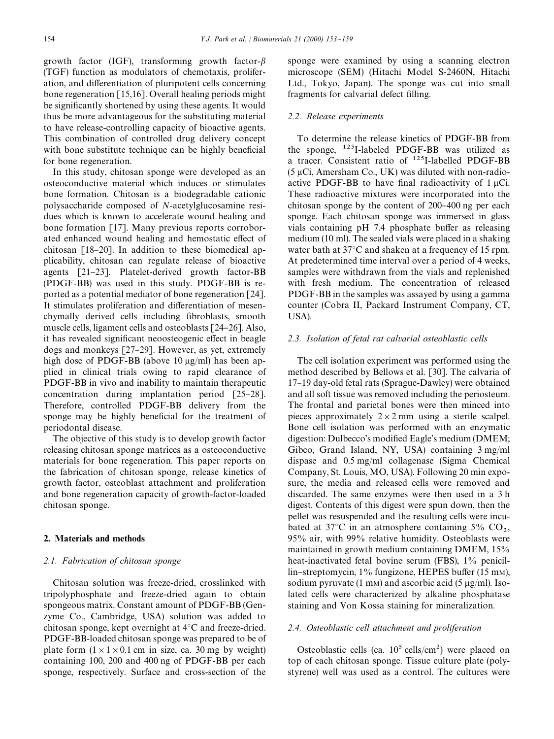growth factor (IGF), transforming growth factor-$\beta$ (TGF) function as modulators of chemotaxis, proliferation, and differentiation of pluripotent cells concerning bone regeneration [15,16]. Overall healing periods might be significantly shortened by using these agents. It would thus be more advantageous for the substituting material to have release-controlling capacity of bioactive agents. This combination of controlled drug delivery concept with bone substitute technique can be highly beneficial for bone regeneration.

In this study, chitosan sponge were developed as an osteoconductive material which induces or stimulates bone formation. Chitosan is a biodegradable cationic polysaccharide composed of *N*-acetylglucosamine residues which is known to accelerate wound healing and bone formation [17]. Many previous reports corroborated enhanced wound healing and hemostatic effect of chitosan [18–20]. In addition to these biomedical applicability, chitosan can regulate release of bioactive agents [21–23]. Platelet-derived growth factor-BB (PDGF-BB) was used in this study. PDGF-BB is reported as a potential mediator of bone regeneration [24]. It stimulates proliferation and differentiation of mesenchymally derived cells including fibroblasts, smooth muscle cells, ligament cells and osteoblasts [24–26]. Also, it has revealed significant neoosteogenic effect in beagle dogs and monkeys [27–29]. However, as yet, extremely high dose of PDGF-BB (above 10 μg/ml) has been applied in clinical trials owing to rapid clearance of PDGF-BB in vivo and inability to maintain therapeutic concentration during implantation period [25–28]. Therefore, controlled PDGF-BB delivery from the sponge may be highly beneficial for the treatment of periodontal disease.

The objective of this study is to develop growth factor releasing chitosan sponge matrices as a osteoconductive materials for bone regeneration. This paper reports on the fabrication of chitosan sponge, release kinetics of growth factor, osteoblast attachment and proliferation and bone regeneration capacity of growth-factor-loaded chitosan sponge.

## 2. Materials and methods

### 2.1. Fabrication of chitosan sponge

Chitosan solution was freeze-dried, crosslinked with tripolyphosphate and freeze-dried again to obtain spongeous matrix. Constant amount of PDGF-BB (Genzyme Co., Cambridge, USA) solution was added to chitosan sponge, kept overnight at 4°C and freeze-dried. PDGF-BB-loaded chitosan sponge was prepared to be of plate form ($1 \times 1 \times 0.1$ cm in size, ca. 30 mg by weight) containing 100, 200 and 400 ng of PDGF-BB per each sponge, respectively. Surface and cross-section of the sponge were examined by using a scanning electron microscope (SEM) (Hitachi Model S-2460N, Hitachi Ltd., Tokyo, Japan). The sponge was cut into small fragments for calvarial defect filling.

### 2.2. Release experiments

To determine the release kinetics of PDGF-BB from the sponge, $^{125}$I-labeled PDGF-BB was utilized as a tracer. Consistent ratio of $^{125}$I-labelled PDGF-BB (5 μCi, Amersham Co., UK) was diluted with non-radioactive PDGF-BB to have final radioactivity of 1 μCi. These radioactive mixtures were incorporated into the chitosan sponge by the content of 200–400 ng per each sponge. Each chitosan sponge was immersed in glass vials containing pH 7.4 phosphate buffer as releasing medium (10 ml). The sealed vials were placed in a shaking water bath at 37°C and shaken at a frequency of 15 rpm. At predetermined time interval over a period of 4 weeks, samples were withdrawn from the vials and replenished with fresh medium. The concentration of released PDGF-BB in the samples was assayed by using a gamma counter (Cobra II, Packard Instrument Company, CT, USA).

### 2.3. Isolation of fetal rat calvarial osteoblastic cells

The cell isolation experiment was performed using the method described by Bellows et al. [30]. The calvaria of 17–19 day-old fetal rats (Sprague-Dawley) were obtained and all soft tissue was removed including the periosteum. The frontal and parietal bones were then minced into pieces approximately $2 \times 2$ mm using a sterile scalpel. Bone cell isolation was performed with an enzymatic digestion: Dulbecco's modified Eagle's medium (DMEM; Gibco, Grand Island, NY, USA) containing 3 mg/ml dispase and 0.5 mg/ml collagenase (Sigma Chemical Company, St. Louis, MO, USA). Following 20 min exposure, the media and released cells were removed and discarded. The same enzymes were then used in a 3 h digest. Contents of this digest were spun down, then the pellet was resuspended and the resulting cells were incubated at 37°C in an atmosphere containing 5% $CO_2$, 95% air, with 99% relative humidity. Osteoblasts were maintained in growth medium containing DMEM, 15% heat-inactivated fetal bovine serum (FBS), 1% penicillin–streptomycin, 1% fungizone, HEPES buffer (15 mM), sodium pyruvate (1 mM) and ascorbic acid (5 μg/ml). Isolated cells were characterized by alkaline phosphatase staining and Von Kossa staining for mineralization.

### 2.4. Osteoblastic cell attachment and proliferation

Osteoblastic cells (ca. $10^5$ cells/cm$^2$) were placed on top of each chitosan sponge. Tissue culture plate (polystyrene) well was used as a control. The cultures were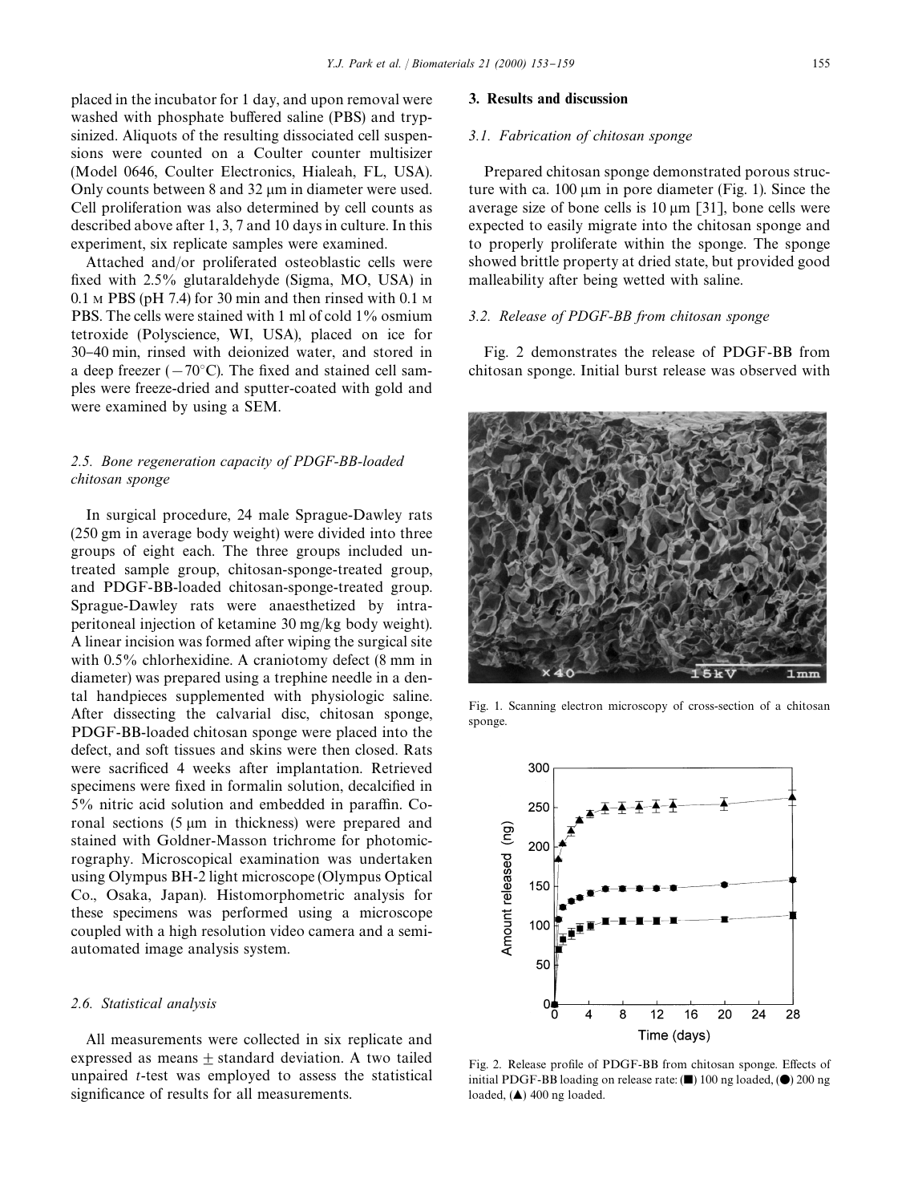placed in the incubator for 1 day, and upon removal were washed with phosphate buffered saline (PBS) and trypsinized. Aliquots of the resulting dissociated cell suspensions were counted on a Coulter counter multisizer (Model 0646, Coulter Electronics, Hialeah, FL, USA). Only counts between 8 and 32 μm in diameter were used. Cell proliferation was also determined by cell counts as described above after 1, 3, 7 and 10 days in culture. In this experiment, six replicate samples were examined.

Attached and/or proliferated osteoblastic cells were fixed with 2.5% glutaraldehyde (Sigma, MO, USA) in 0.1 M PBS (pH 7.4) for 30 min and then rinsed with 0.1 M PBS. The cells were stained with 1 ml of cold 1% osmium tetroxide (Polyscience, WI, USA), placed on ice for 30–40 min, rinsed with deionized water, and stored in a deep freezer (−70°C). The fixed and stained cell samples were freeze-dried and sputter-coated with gold and were examined by using a SEM.

### 2.5. Bone regeneration capacity of PDGF-BB-loaded chitosan sponge

In surgical procedure, 24 male Sprague-Dawley rats (250 gm in average body weight) were divided into three groups of eight each. The three groups included untreated sample group, chitosan-sponge-treated group, and PDGF-BB-loaded chitosan-sponge-treated group. Sprague-Dawley rats were anaesthetized by intraperitoneal injection of ketamine 30 mg/kg body weight). A linear incision was formed after wiping the surgical site with 0.5% chlorhexidine. A craniotomy defect (8 mm in diameter) was prepared using a trephine needle in a dental handpieces supplemented with physiologic saline. After dissecting the calvarial disc, chitosan sponge, PDGF-BB-loaded chitosan sponge were placed into the defect, and soft tissues and skins were then closed. Rats were sacrificed 4 weeks after implantation. Retrieved specimens were fixed in formalin solution, decalcified in 5% nitric acid solution and embedded in paraffin. Coronal sections (5 μm in thickness) were prepared and stained with Goldner-Masson trichrome for photomicrography. Microscopical examination was undertaken using Olympus BH-2 light microscope (Olympus Optical Co., Osaka, Japan). Histomorphometric analysis for these specimens was performed using a microscope coupled with a high resolution video camera and a semi-automated image analysis system.

### 2.6. Statistical analysis

All measurements were collected in six replicate and expressed as means ± standard deviation. A two tailed unpaired $t$-test was employed to assess the statistical significance of results for all measurements.

## 3. Results and discussion

### 3.1. Fabrication of chitosan sponge

Prepared chitosan sponge demonstrated porous structure with ca. 100 μm in pore diameter (Fig. 1). Since the average size of bone cells is 10 μm [31], bone cells were expected to easily migrate into the chitosan sponge and to properly proliferate within the sponge. The sponge showed brittle property at dried state, but provided good malleability after being wetted with saline.

### 3.2. Release of PDGF-BB from chitosan sponge

Fig. 2 demonstrates the release of PDGF-BB from chitosan sponge. Initial burst release was observed with

Fig. 1. Scanning electron microscopy of cross-section of a chitosan sponge.

Fig. 2. Release profile of PDGF-BB from chitosan sponge. Effects of initial PDGF-BB loading on release rate: (■) 100 ng loaded, (●) 200 ng loaded, (▲) 400 ng loaded.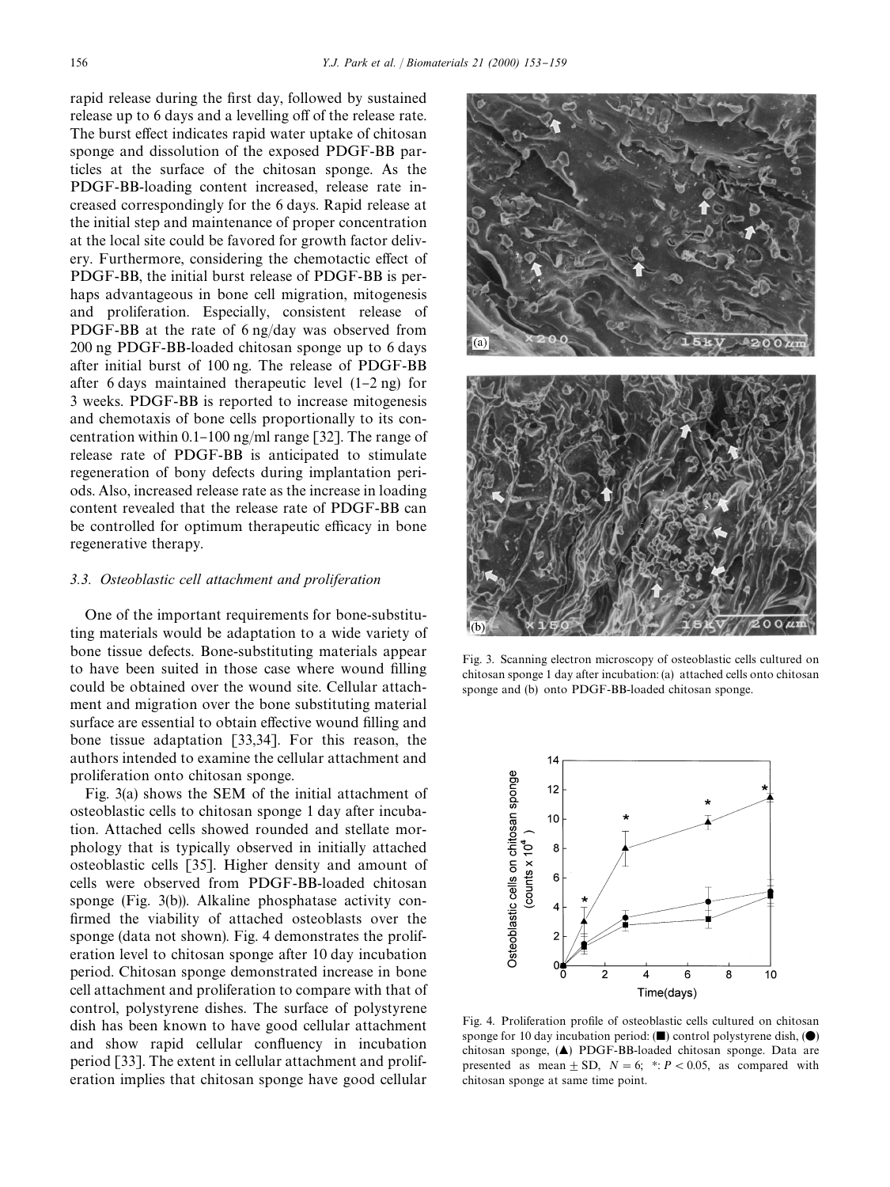rapid release during the first day, followed by sustained release up to 6 days and a levelling off of the release rate. The burst effect indicates rapid water uptake of chitosan sponge and dissolution of the exposed PDGF-BB particles at the surface of the chitosan sponge. As the PDGF-BB-loading content increased, release rate increased correspondingly for the 6 days. Rapid release at the initial step and maintenance of proper concentration at the local site could be favored for growth factor delivery. Furthermore, considering the chemotactic effect of PDGF-BB, the initial burst release of PDGF-BB is perhaps advantageous in bone cell migration, mitogenesis and proliferation. Especially, consistent release of PDGF-BB at the rate of 6 ng/day was observed from 200 ng PDGF-BB-loaded chitosan sponge up to 6 days after initial burst of 100 ng. The release of PDGF-BB after 6 days maintained therapeutic level (1–2 ng) for 3 weeks. PDGF-BB is reported to increase mitogenesis and chemotaxis of bone cells proportionally to its concentration within 0.1–100 ng/ml range [32]. The range of release rate of PDGF-BB is anticipated to stimulate regeneration of bony defects during implantation periods. Also, increased release rate as the increase in loading content revealed that the release rate of PDGF-BB can be controlled for optimum therapeutic efficacy in bone regenerative therapy.

### 3.3. Osteoblastic cell attachment and proliferation

One of the important requirements for bone-substituting materials would be adaptation to a wide variety of bone tissue defects. Bone-substituting materials appear to have been suited in those case where wound filling could be obtained over the wound site. Cellular attachment and migration over the bone substituting material surface are essential to obtain effective wound filling and bone tissue adaptation [33,34]. For this reason, the authors intended to examine the cellular attachment and proliferation onto chitosan sponge.

Fig. 3(a) shows the SEM of the initial attachment of osteoblastic cells to chitosan sponge 1 day after incubation. Attached cells showed rounded and stellate morphology that is typically observed in initially attached osteoblastic cells [35]. Higher density and amount of cells were observed from PDGF-BB-loaded chitosan sponge (Fig. 3(b)). Alkaline phosphatase activity confirmed the viability of attached osteoblasts over the sponge (data not shown). Fig. 4 demonstrates the proliferation level to chitosan sponge after 10 day incubation period. Chitosan sponge demonstrated increase in bone cell attachment and proliferation to compare with that of control, polystyrene dishes. The surface of polystyrene dish has been known to have good cellular attachment and show rapid cellular confluency in incubation period [33]. The extent in cellular attachment and proliferation implies that chitosan sponge have good cellular

Fig. 3. Scanning electron microscopy of osteoblastic cells cultured on chitosan sponge 1 day after incubation: (a) attached cells onto chitosan sponge and (b) onto PDGF-BB-loaded chitosan sponge.

Fig. 4. Proliferation profile of osteoblastic cells cultured on chitosan sponge for 10 day incubation period: (■) control polystyrene dish, (●) chitosan sponge, (▲) PDGF-BB-loaded chitosan sponge. Data are presented as mean ± SD, $N = 6$; *: $P < 0.05$, as compared with chitosan sponge at same time point.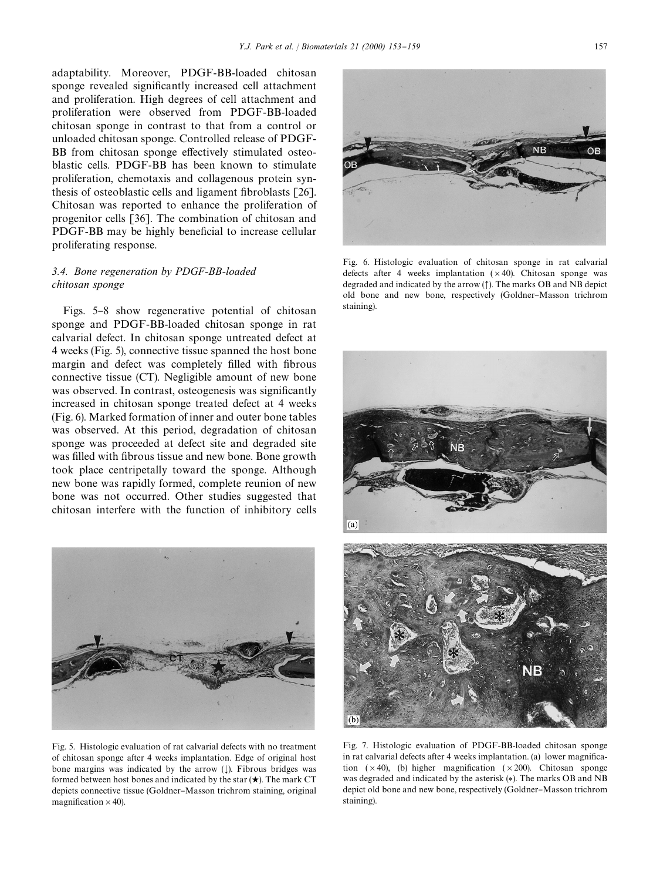adaptability. Moreover, PDGF-BB-loaded chitosan sponge revealed significantly increased cell attachment and proliferation. High degrees of cell attachment and proliferation were observed from PDGF-BB-loaded chitosan sponge in contrast to that from a control or unloaded chitosan sponge. Controlled release of PDGF-BB from chitosan sponge effectively stimulated osteoblastic cells. PDGF-BB has been known to stimulate proliferation, chemotaxis and collagenous protein synthesis of osteoblastic cells and ligament fibroblasts [26]. Chitosan was reported to enhance the proliferation of progenitor cells [36]. The combination of chitosan and PDGF-BB may be highly beneficial to increase cellular proliferating response.

### 3.4. Bone regeneration by PDGF-BB-loaded chitosan sponge

Figs. 5–8 show regenerative potential of chitosan sponge and PDGF-BB-loaded chitosan sponge in rat calvarial defect. In chitosan sponge untreated defect at 4 weeks (Fig. 5), connective tissue spanned the host bone margin and defect was completely filled with fibrous connective tissue (CT). Negligible amount of new bone was observed. In contrast, osteogenesis was significantly increased in chitosan sponge treated defect at 4 weeks (Fig. 6). Marked formation of inner and outer bone tables was observed. At this period, degradation of chitosan sponge was proceeded at defect site and degraded site was filled with fibrous tissue and new bone. Bone growth took place centripetally toward the sponge. Although new bone was rapidly formed, complete reunion of new bone was not occurred. Other studies suggested that chitosan interfere with the function of inhibitory cells

Fig. 5. Histologic evaluation of rat calvarial defects with no treatment of chitosan sponge after 4 weeks implantation. Edge of original host bone margins was indicated by the arrow (↓). Fibrous bridges was formed between host bones and indicated by the star (★). The mark CT depicts connective tissue (Goldner–Masson trichrom staining, original magnification ×40).

Fig. 6. Histologic evaluation of chitosan sponge in rat calvarial defects after 4 weeks implantation (×40). Chitosan sponge was degraded and indicated by the arrow (↑). The marks OB and NB depict old bone and new bone, respectively (Goldner–Masson trichrom staining).

Fig. 7. Histologic evaluation of PDGF-BB-loaded chitosan sponge in rat calvarial defects after 4 weeks implantation. (a) lower magnification (×40), (b) higher magnification (×200). Chitosan sponge was degraded and indicated by the asterisk (*). The marks OB and NB depict old bone and new bone, respectively (Goldner–Masson trichrom staining).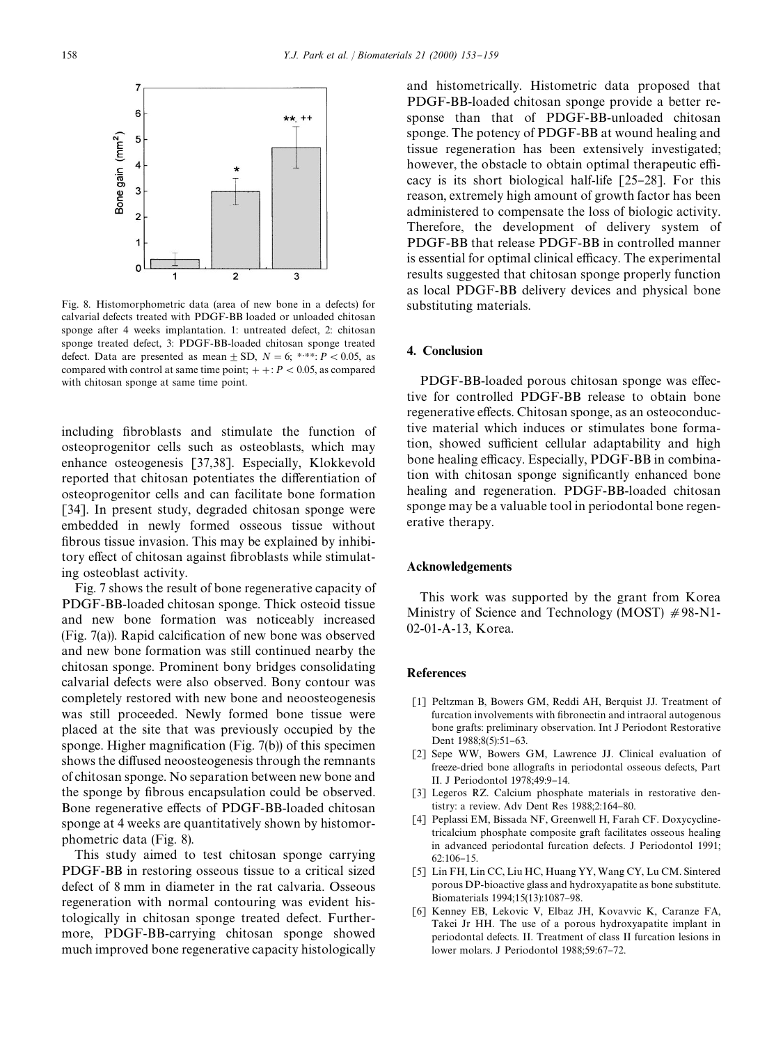Fig. 8. Histomorphometric data (area of new bone in a defects) for calvarial defects treated with PDGF-BB loaded or unloaded chitosan sponge after 4 weeks implantation. 1: untreated defect, 2: chitosan sponge treated defect, 3: PDGF-BB-loaded chitosan sponge treated defect. Data are presented as mean ± SD, $N = 6$; *,**: $P < 0.05$, as compared with control at same time point; ++: $P < 0.05$, as compared with chitosan sponge at same time point.

including fibroblasts and stimulate the function of osteoprogenitor cells such as osteoblasts, which may enhance osteogenesis [37,38]. Especially, Klokkevold reported that chitosan potentiates the differentiation of osteoprogenitor cells and can facilitate bone formation [34]. In present study, degraded chitosan sponge were embedded in newly formed osseous tissue without fibrous tissue invasion. This may be explained by inhibitory effect of chitosan against fibroblasts while stimulating osteoblast activity.

Fig. 7 shows the result of bone regenerative capacity of PDGF-BB-loaded chitosan sponge. Thick osteoid tissue and new bone formation was noticeably increased (Fig. 7(a)). Rapid calcification of new bone was observed and new bone formation was still continued nearby the chitosan sponge. Prominent bony bridges consolidating calvarial defects were also observed. Bony contour was completely restored with new bone and neoosteogenesis was still proceeded. Newly formed bone tissue were placed at the site that was previously occupied by the sponge. Higher magnification (Fig. 7(b)) of this specimen shows the diffused neoosteogenesis through the remnants of chitosan sponge. No separation between new bone and the sponge by fibrous encapsulation could be observed. Bone regenerative effects of PDGF-BB-loaded chitosan sponge at 4 weeks are quantitatively shown by histomorphometric data (Fig. 8).

This study aimed to test chitosan sponge carrying PDGF-BB in restoring osseous tissue to a critical sized defect of 8 mm in diameter in the rat calvaria. Osseous regeneration with normal contouring was evident histologically in chitosan sponge treated defect. Furthermore, PDGF-BB-carrying chitosan sponge showed much improved bone regenerative capacity histologically and histometrically. Histometric data proposed that PDGF-BB-loaded chitosan sponge provide a better response than that of PDGF-BB-unloaded chitosan sponge. The potency of PDGF-BB at wound healing and tissue regeneration has been extensively investigated; however, the obstacle to obtain optimal therapeutic efficacy is its short biological half-life [25–28]. For this reason, extremely high amount of growth factor has been administered to compensate the loss of biologic activity. Therefore, the development of delivery system of PDGF-BB that release PDGF-BB in controlled manner is essential for optimal clinical efficacy. The experimental results suggested that chitosan sponge properly function as local PDGF-BB delivery devices and physical bone substituting materials.

## 4. Conclusion

PDGF-BB-loaded porous chitosan sponge was effective for controlled PDGF-BB release to obtain bone regenerative effects. Chitosan sponge, as an osteoconductive material which induces or stimulates bone formation, showed sufficient cellular adaptability and high bone healing efficacy. Especially, PDGF-BB in combination with chitosan sponge significantly enhanced bone healing and regeneration. PDGF-BB-loaded chitosan sponge may be a valuable tool in periodontal bone regenerative therapy.

## Acknowledgements

This work was supported by the grant from Korea Ministry of Science and Technology (MOST) #98-N1-02-01-A-13, Korea.

## References

[1] Peltzman B, Bowers GM, Reddi AH, Berquist JJ. Treatment of furcation involvements with fibronectin and intraoral autogenous bone grafts: preliminary observation. Int J Periodont Restorative Dent 1988;8(5):51–63.

[2] Sepe WW, Bowers GM, Lawrence JJ. Clinical evaluation of freeze-dried bone allografts in periodontal osseous defects, Part II. J Periodontol 1978;49:9–14.

[3] Legeros RZ. Calcium phosphate materials in restorative dentistry: a review. Adv Dent Res 1988;2:164–80.

[4] Peplassi EM, Bissada NF, Greenwell H, Farah CF. Doxycycline-tricalcium phosphate composite graft facilitates osseous healing in advanced periodontal furcation defects. J Periodontol 1991; 62:106–15.

[5] Lin FH, Lin CC, Liu HC, Huang YY, Wang CY, Lu CM. Sintered porous DP-bioactive glass and hydroxyapatite as bone substitute. Biomaterials 1994;15(13):1087–98.

[6] Kenney EB, Lekovic V, Elbaz JH, Kovavvic K, Caranze FA, Takei Jr HH. The use of a porous hydroxyapatite implant in periodontal defects. II. Treatment of class II furcation lesions in lower molars. J Periodontol 1988;59:67–72.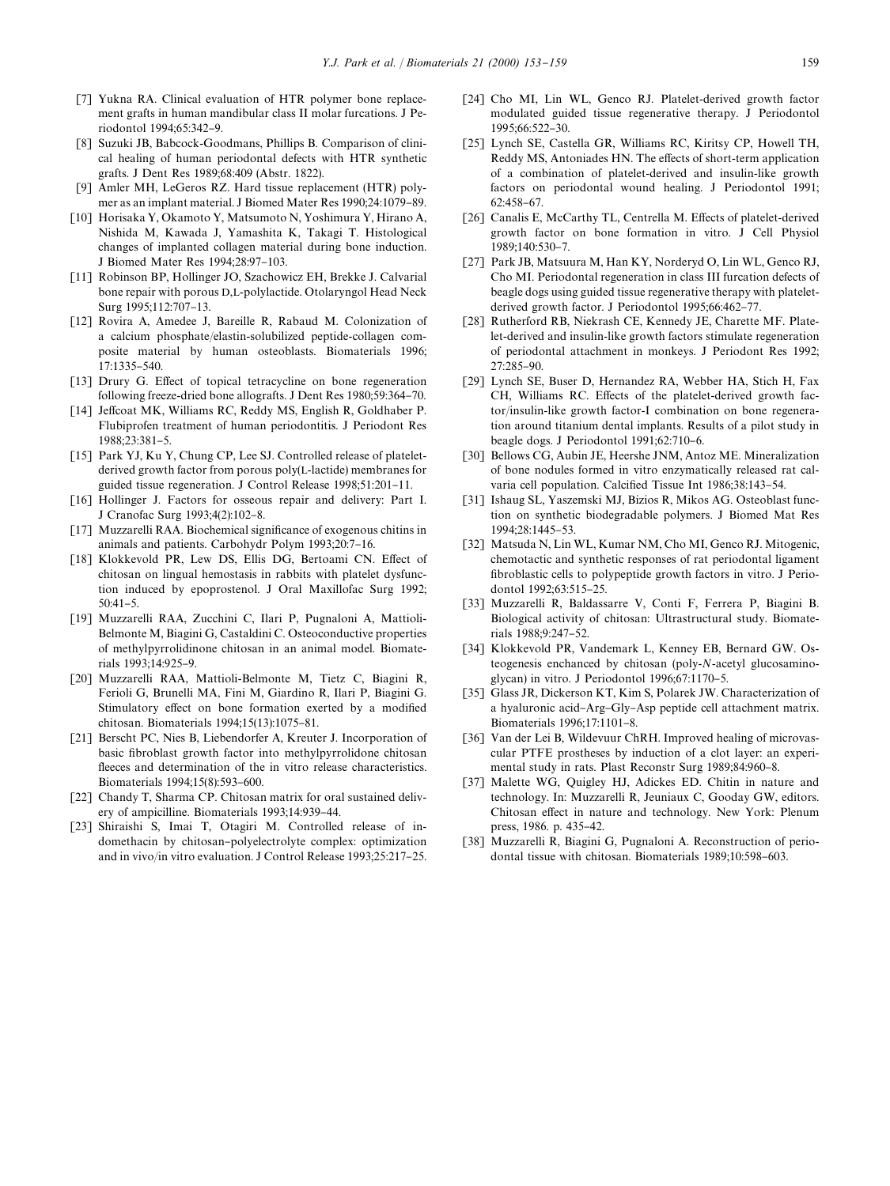[7] Yukna RA. Clinical evaluation of HTR polymer bone replacement grafts in human mandibular class II molar furcations. J Periodontol 1994;65:342–9.

[8] Suzuki JB, Babcock-Goodmans, Phillips B. Comparison of clinical healing of human periodontal defects with HTR synthetic grafts. J Dent Res 1989;68:409 (Abstr. 1822).

[9] Amler MH, LeGeros RZ. Hard tissue replacement (HTR) polymer as an implant material. J Biomed Mater Res 1990;24:1079–89.

[10] Horisaka Y, Okamoto Y, Matsumoto N, Yoshimura Y, Hirano A, Nishida M, Kawada J, Yamashita K, Takagi T. Histological changes of implanted collagen material during bone induction. J Biomed Mater Res 1994;28:97–103.

[11] Robinson BP, Hollinger JO, Szachowicz EH, Brekke J. Calvarial bone repair with porous D,L-polylactide. Otolaryngol Head Neck Surg 1995;112:707–13.

[12] Rovira A, Amedee J, Bareille R, Rabaud M. Colonization of a calcium phosphate/elastin-solubilized peptide-collagen composite material by human osteoblasts. Biomaterials 1996; 17:1335–540.

[13] Drury G. Effect of topical tetracycline on bone regeneration following freeze-dried bone allografts. J Dent Res 1980;59:364–70.

[14] Jeffcoat MK, Williams RC, Reddy MS, English R, Goldhaber P. Flubiprofen treatment of human periodontitis. J Periodont Res 1988;23:381–5.

[15] Park YJ, Ku Y, Chung CP, Lee SJ. Controlled release of platelet-derived growth factor from porous poly(L-lactide) membranes for guided tissue regeneration. J Control Release 1998;51:201–11.

[16] Hollinger J. Factors for osseous repair and delivery: Part I. J Cranofac Surg 1993;4(2):102–8.

[17] Muzzarelli RAA. Biochemical significance of exogenous chitins in animals and patients. Carbohydr Polym 1993;20:7–16.

[18] Klokkevold PR, Lew DS, Ellis DG, Bertoami CN. Effect of chitosan on lingual hemostasis in rabbits with platelet dysfunction induced by epoprostenol. J Oral Maxillofac Surg 1992; 50:41–5.

[19] Muzzarelli RAA, Zucchini C, Ilari P, Pugnaloni A, Mattioli-Belmonte M, Biagini G, Castaldini C. Osteoconductive properties of methylpyrrolidinone chitosan in an animal model. Biomaterials 1993;14:925–9.

[20] Muzzarelli RAA, Mattioli-Belmonte M, Tietz C, Biagini R, Ferioli G, Brunelli MA, Fini M, Giardino R, Ilari P, Biagini G. Stimulatory effect on bone formation exerted by a modified chitosan. Biomaterials 1994;15(13):1075–81.

[21] Berscht PC, Nies B, Liebendorfer A, Kreuter J. Incorporation of basic fibroblast growth factor into methylpyrrolidone chitosan fleeces and determination of the in vitro release characteristics. Biomaterials 1994;15(8):593–600.

[22] Chandy T, Sharma CP. Chitosan matrix for oral sustained delivery of ampicilline. Biomaterials 1993;14:939–44.

[23] Shiraishi S, Imai T, Otagiri M. Controlled release of indomethacin by chitosan–polyelectrolyte complex: optimization and in vivo/in vitro evaluation. J Control Release 1993;25:217–25.

[24] Cho MI, Lin WL, Genco RJ. Platelet-derived growth factor modulated guided tissue regenerative therapy. J Periodontol 1995;66:522–30.

[25] Lynch SE, Castella GR, Williams RC, Kiritsy CP, Howell TH, Reddy MS, Antoniades HN. The effects of short-term application of a combination of platelet-derived and insulin-like growth factors on periodontal wound healing. J Periodontol 1991; 62:458–67.

[26] Canalis E, McCarthy TL, Centrella M. Effects of platelet-derived growth factor on bone formation in vitro. J Cell Physiol 1989;140:530–7.

[27] Park JB, Matsuura M, Han KY, Norderyd O, Lin WL, Genco RJ, Cho MI. Periodontal regeneration in class III furcation defects of beagle dogs using guided tissue regenerative therapy with platelet-derived growth factor. J Periodontol 1995;66:462–77.

[28] Rutherford RB, Niekrash CE, Kennedy JE, Charette MF. Platelet-derived and insulin-like growth factors stimulate regeneration of periodontal attachment in monkeys. J Periodont Res 1992; 27:285–90.

[29] Lynch SE, Buser D, Hernandez RA, Webber HA, Stich H, Fax CH, Williams RC. Effects of the platelet-derived growth factor/insulin-like growth factor-I combination on bone regeneration around titanium dental implants. Results of a pilot study in beagle dogs. J Periodontol 1991;62:710–6.

[30] Bellows CG, Aubin JE, Heershe JNM, Antoz ME. Mineralization of bone nodules formed in vitro enzymatically released rat calvaria cell population. Calcified Tissue Int 1986;38:143–54.

[31] Ishaug SL, Yaszemski MJ, Bizios R, Mikos AG. Osteoblast function on synthetic biodegradable polymers. J Biomed Mat Res 1994;28:1445–53.

[32] Matsuda N, Lin WL, Kumar NM, Cho MI, Genco RJ. Mitogenic, chemotactic and synthetic responses of rat periodontal ligament fibroblastic cells to polypeptide growth factors in vitro. J Periodontol 1992;63:515–25.

[33] Muzzarelli R, Baldassarre V, Conti F, Ferrera P, Biagini B. Biological activity of chitosan: Ultrastructural study. Biomaterials 1988;9:247–52.

[34] Klokkevold PR, Vandemark L, Kenney EB, Bernard GW. Osteogenesis enchanced by chitosan (poly-*N*-acetyl glucosaminoglycan) in vitro. J Periodontol 1996;67:1170–5.

[35] Glass JR, Dickerson KT, Kim S, Polarek JW. Characterization of a hyaluronic acid–Arg–Gly–Asp peptide cell attachment matrix. Biomaterials 1996;17:1101–8.

[36] Van der Lei B, Wildevuur ChRH. Improved healing of microvascular PTFE prostheses by induction of a clot layer: an experimental study in rats. Plast Reconstr Surg 1989;84:960–8.

[37] Malette WG, Quigley HJ, Adickes ED. Chitin in nature and technology. In: Muzzarelli R, Jeuniaux C, Gooday GW, editors. Chitosan effect in nature and technology. New York: Plenum press, 1986. p. 435–42.

[38] Muzzarelli R, Biagini G, Pugnaloni A. Reconstruction of periodontal tissue with chitosan. Biomaterials 1989;10:598–603.